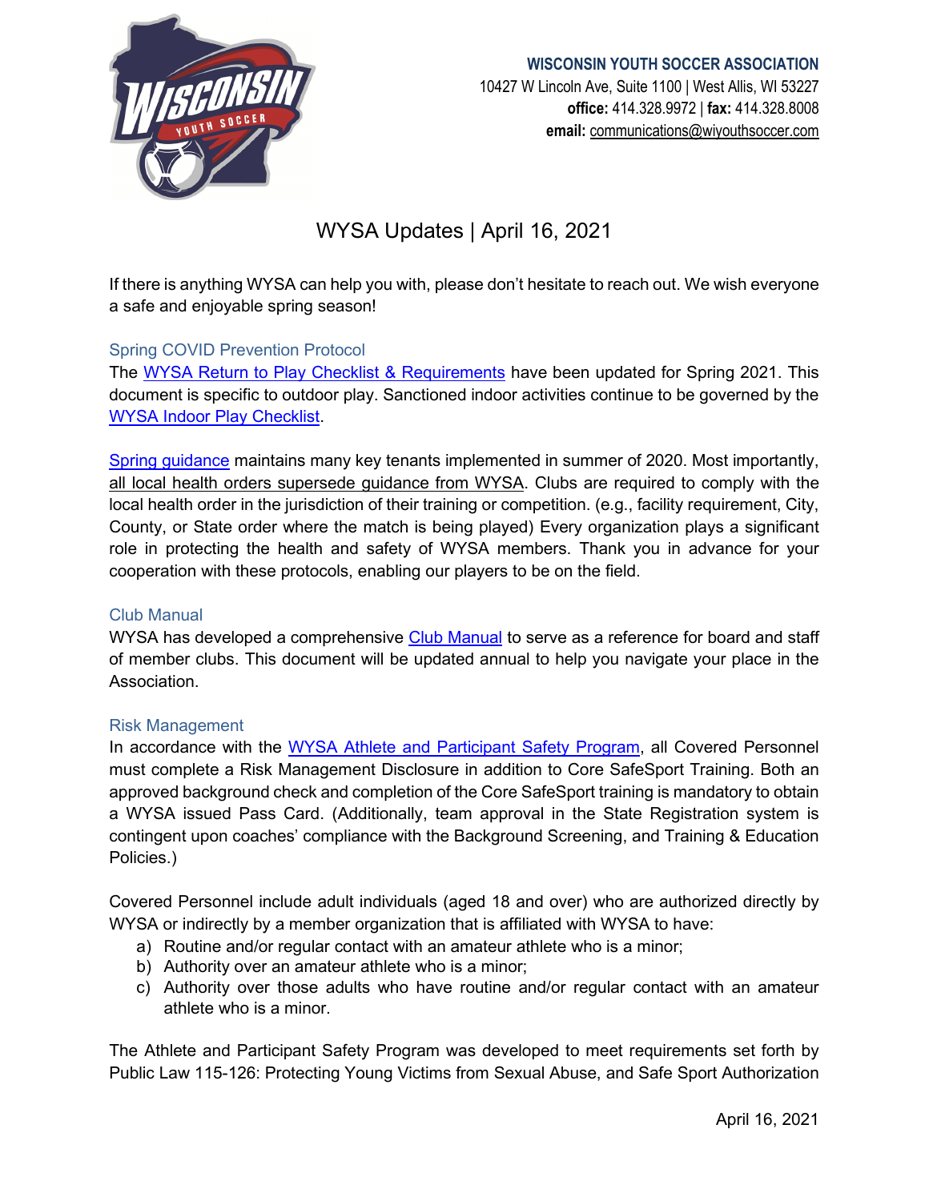**WISCONSIN YOUTH SOCCER ASSOCIATION**
10427 W Lincoln Ave, Suite 1100 | West Allis, WI 53227
**office:** 414.328.9972 | **fax:** 414.328.8008
**email:** communications@wiyouthsoccer.com

# WYSA Updates | April 16, 2021

If there is anything WYSA can help you with, please don't hesitate to reach out. We wish everyone a safe and enjoyable spring season!

## Spring COVID Prevention Protocol

The WYSA Return to Play Checklist & Requirements have been updated for Spring 2021. This document is specific to outdoor play. Sanctioned indoor activities continue to be governed by the WYSA Indoor Play Checklist.

Spring guidance maintains many key tenants implemented in summer of 2020. Most importantly, all local health orders supersede guidance from WYSA. Clubs are required to comply with the local health order in the jurisdiction of their training or competition. (e.g., facility requirement, City, County, or State order where the match is being played) Every organization plays a significant role in protecting the health and safety of WYSA members. Thank you in advance for your cooperation with these protocols, enabling our players to be on the field.

## Club Manual

WYSA has developed a comprehensive Club Manual to serve as a reference for board and staff of member clubs. This document will be updated annual to help you navigate your place in the Association.

## Risk Management

In accordance with the WYSA Athlete and Participant Safety Program, all Covered Personnel must complete a Risk Management Disclosure in addition to Core SafeSport Training. Both an approved background check and completion of the Core SafeSport training is mandatory to obtain a WYSA issued Pass Card. (Additionally, team approval in the State Registration system is contingent upon coaches' compliance with the Background Screening, and Training & Education Policies.)

Covered Personnel include adult individuals (aged 18 and over) who are authorized directly by WYSA or indirectly by a member organization that is affiliated with WYSA to have:

a) Routine and/or regular contact with an amateur athlete who is a minor;
b) Authority over an amateur athlete who is a minor;
c) Authority over those adults who have routine and/or regular contact with an amateur athlete who is a minor.

The Athlete and Participant Safety Program was developed to meet requirements set forth by Public Law 115-126: Protecting Young Victims from Sexual Abuse, and Safe Sport Authorization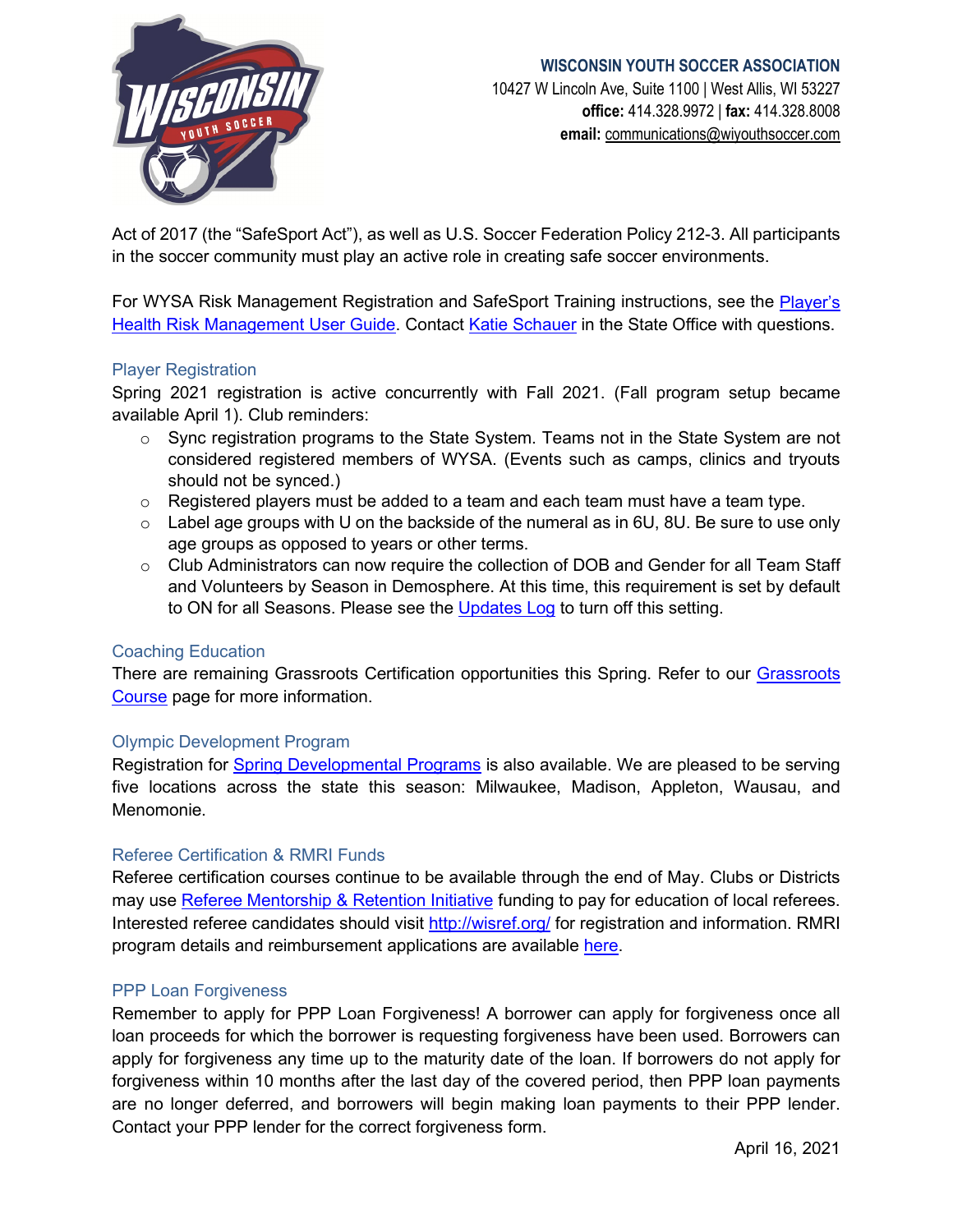Act of 2017 (the "SafeSport Act"), as well as U.S. Soccer Federation Policy 212-3. All participants in the soccer community must play an active role in creating safe soccer environments.

For WYSA Risk Management Registration and SafeSport Training instructions, see the Player's Health Risk Management User Guide. Contact Katie Schauer in the State Office with questions.

## Player Registration

Spring 2021 registration is active concurrently with Fall 2021. (Fall program setup became available April 1). Club reminders:

- Sync registration programs to the State System. Teams not in the State System are not considered registered members of WYSA. (Events such as camps, clinics and tryouts should not be synced.)
- Registered players must be added to a team and each team must have a team type.
- Label age groups with U on the backside of the numeral as in 6U, 8U. Be sure to use only age groups as opposed to years or other terms.
- Club Administrators can now require the collection of DOB and Gender for all Team Staff and Volunteers by Season in Demosphere. At this time, this requirement is set by default to ON for all Seasons. Please see the Updates Log to turn off this setting.

## Coaching Education

There are remaining Grassroots Certification opportunities this Spring. Refer to our Grassroots Course page for more information.

## Olympic Development Program

Registration for Spring Developmental Programs is also available. We are pleased to be serving five locations across the state this season: Milwaukee, Madison, Appleton, Wausau, and Menomonie.

## Referee Certification & RMRI Funds

Referee certification courses continue to be available through the end of May. Clubs or Districts may use Referee Mentorship & Retention Initiative funding to pay for education of local referees. Interested referee candidates should visit http://wisref.org/ for registration and information. RMRI program details and reimbursement applications are available here.

## PPP Loan Forgiveness

Remember to apply for PPP Loan Forgiveness! A borrower can apply for forgiveness once all loan proceeds for which the borrower is requesting forgiveness have been used. Borrowers can apply for forgiveness any time up to the maturity date of the loan. If borrowers do not apply for forgiveness within 10 months after the last day of the covered period, then PPP loan payments are no longer deferred, and borrowers will begin making loan payments to their PPP lender. Contact your PPP lender for the correct forgiveness form.

April 16, 2021